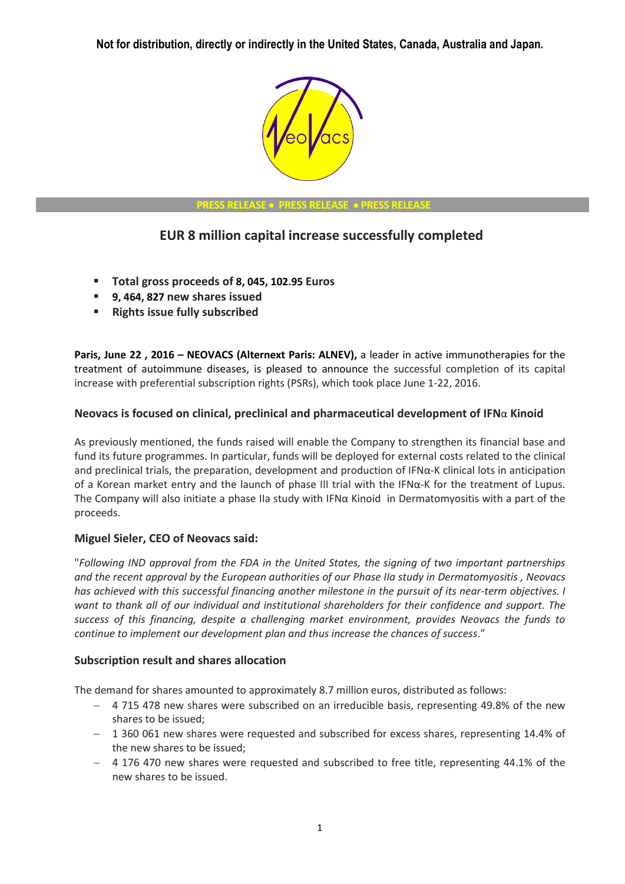Not for distribution, directly or indirectly in the United States, Canada, Australia and Japan.

PRESS RELEASE • PRESS RELEASE • PRESS RELEASE

# EUR 8 million capital increase successfully completed

- **Total gross proceeds of 8, 045, 102.95 Euros**
- **9, 464, 827 new shares issued**
- **Rights issue fully subscribed**

**Paris, June 22 , 2016 – NEOVACS (Alternext Paris: ALNEV),** a leader in active immunotherapies for the treatment of autoimmune diseases, is pleased to announce the successful completion of its capital increase with preferential subscription rights (PSRs), which took place June 1-22, 2016.

## Neovacs is focused on clinical, preclinical and pharmaceutical development of IFNα Kinoid

As previously mentioned, the funds raised will enable the Company to strengthen its financial base and fund its future programmes. In particular, funds will be deployed for external costs related to the clinical and preclinical trials, the preparation, development and production of IFNα-K clinical lots in anticipation of a Korean market entry and the launch of phase III trial with the IFNα-K for the treatment of Lupus. The Company will also initiate a phase IIa study with IFNα Kinoid in Dermatomyositis with a part of the proceeds.

## Miguel Sieler, CEO of Neovacs said:

"*Following IND approval from the FDA in the United States, the signing of two important partnerships and the recent approval by the European authorities of our Phase IIa study in Dermatomyositis , Neovacs has achieved with this successful financing another milestone in the pursuit of its near-term objectives. I want to thank all of our individual and institutional shareholders for their confidence and support. The success of this financing, despite a challenging market environment, provides Neovacs the funds to continue to implement our development plan and thus increase the chances of success*."

## Subscription result and shares allocation

The demand for shares amounted to approximately 8.7 million euros, distributed as follows:

- 4 715 478 new shares were subscribed on an irreducible basis, representing 49.8% of the new shares to be issued;
- 1 360 061 new shares were requested and subscribed for excess shares, representing 14.4% of the new shares to be issued;
- 4 176 470 new shares were requested and subscribed to free title, representing 44.1% of the new shares to be issued.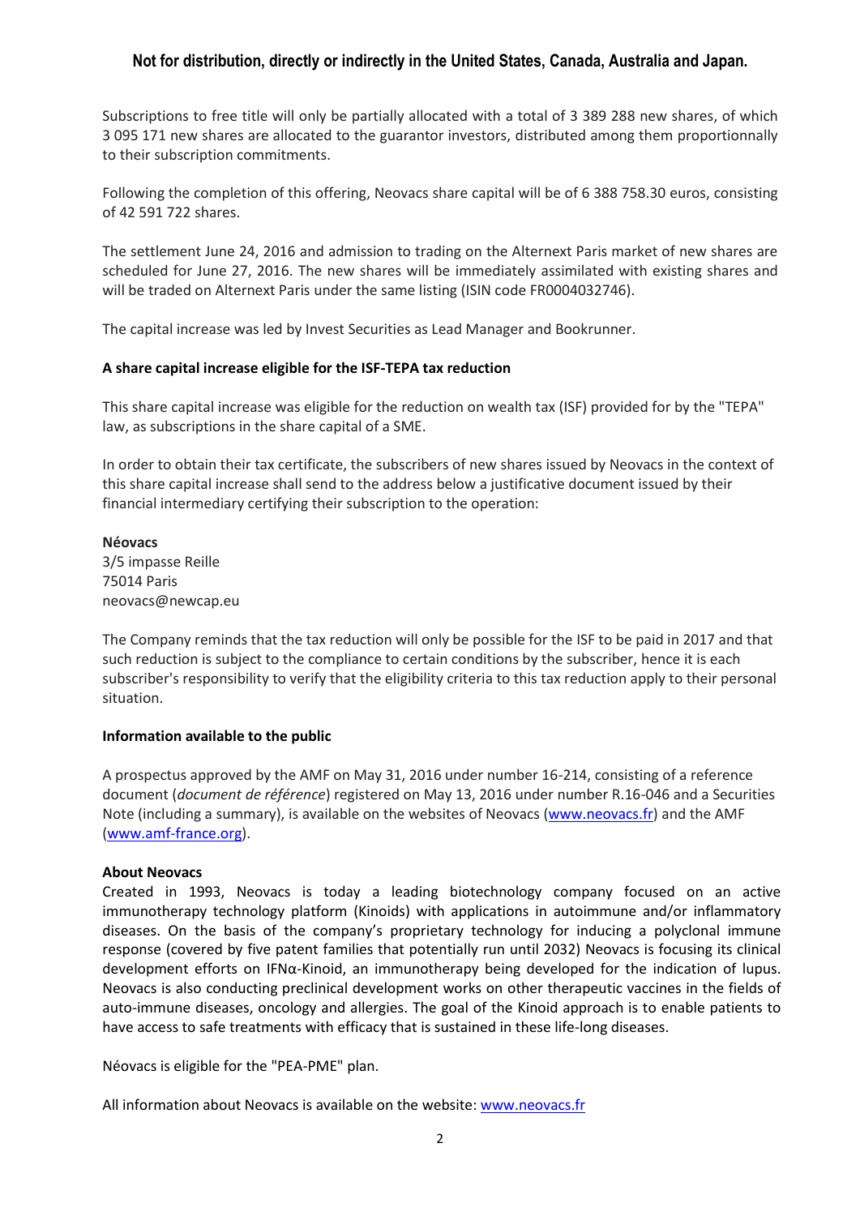**Not for distribution, directly or indirectly in the United States, Canada, Australia and Japan.**

Subscriptions to free title will only be partially allocated with a total of 3 389 288 new shares, of which 3 095 171 new shares are allocated to the guarantor investors, distributed among them proportionnally to their subscription commitments.

Following the completion of this offering, Neovacs share capital will be of 6 388 758.30 euros, consisting of 42 591 722 shares.

The settlement June 24, 2016 and admission to trading on the Alternext Paris market of new shares are scheduled for June 27, 2016. The new shares will be immediately assimilated with existing shares and will be traded on Alternext Paris under the same listing (ISIN code FR0004032746).

The capital increase was led by Invest Securities as Lead Manager and Bookrunner.

**A share capital increase eligible for the ISF-TEPA tax reduction**

This share capital increase was eligible for the reduction on wealth tax (ISF) provided for by the "TEPA" law, as subscriptions in the share capital of a SME.

In order to obtain their tax certificate, the subscribers of new shares issued by Neovacs in the context of this share capital increase shall send to the address below a justificative document issued by their financial intermediary certifying their subscription to the operation:

**Néovacs**
3/5 impasse Reille
75014 Paris
neovacs@newcap.eu

The Company reminds that the tax reduction will only be possible for the ISF to be paid in 2017 and that such reduction is subject to the compliance to certain conditions by the subscriber, hence it is each subscriber's responsibility to verify that the eligibility criteria to this tax reduction apply to their personal situation.

**Information available to the public**

A prospectus approved by the AMF on May 31, 2016 under number 16-214, consisting of a reference document (*document de référence*) registered on May 13, 2016 under number R.16-046 and a Securities Note (including a summary), is available on the websites of Neovacs (www.neovacs.fr) and the AMF (www.amf-france.org).

**About Neovacs**
Created in 1993, Neovacs is today a leading biotechnology company focused on an active immunotherapy technology platform (Kinoids) with applications in autoimmune and/or inflammatory diseases. On the basis of the company's proprietary technology for inducing a polyclonal immune response (covered by five patent families that potentially run until 2032) Neovacs is focusing its clinical development efforts on IFNα-Kinoid, an immunotherapy being developed for the indication of lupus. Neovacs is also conducting preclinical development works on other therapeutic vaccines in the fields of auto-immune diseases, oncology and allergies. The goal of the Kinoid approach is to enable patients to have access to safe treatments with efficacy that is sustained in these life-long diseases.

Néovacs is eligible for the "PEA-PME" plan.

All information about Neovacs is available on the website: www.neovacs.fr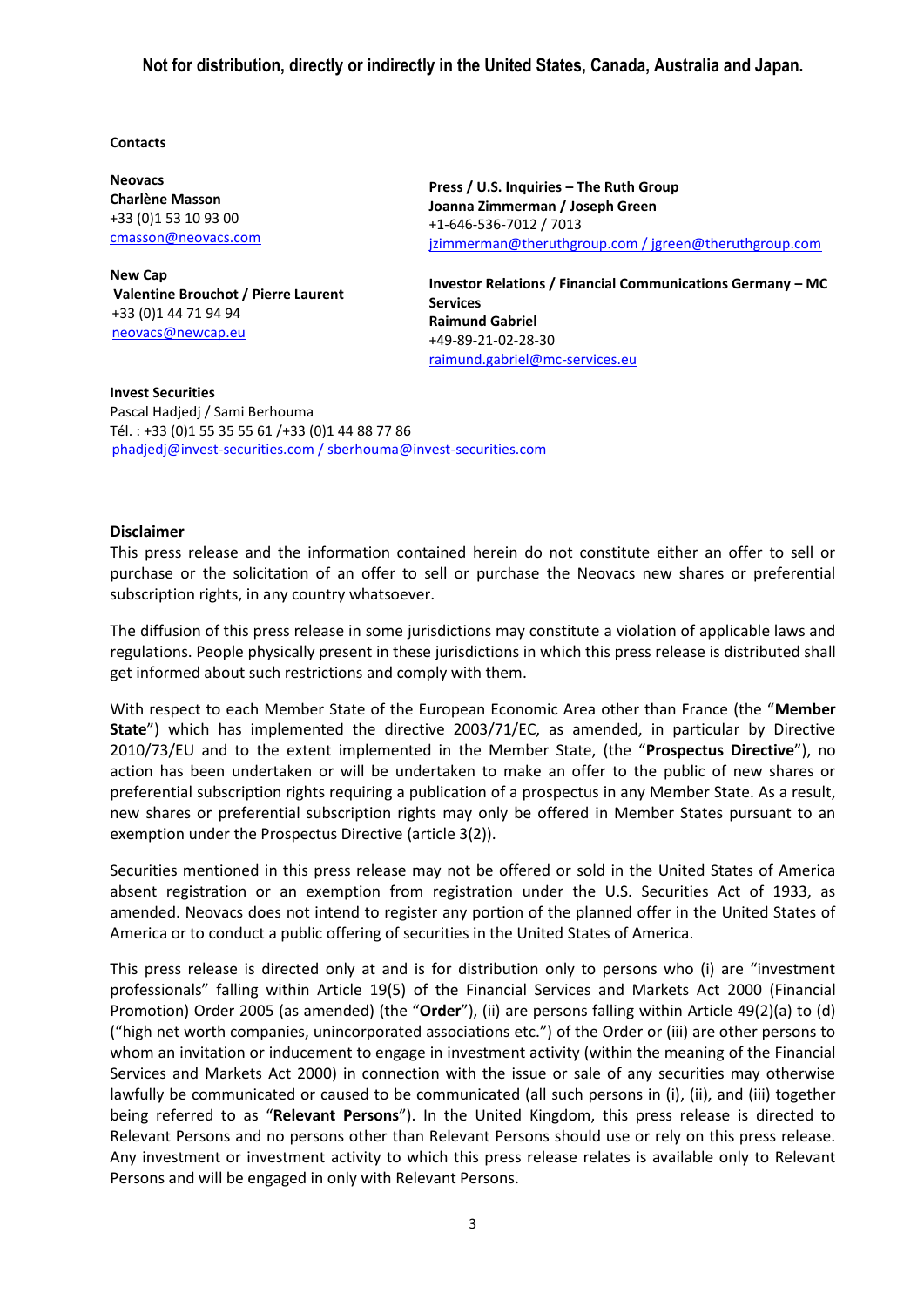**Not for distribution, directly or indirectly in the United States, Canada, Australia and Japan.**

**Contacts**

**Neovacs**
**Charlène Masson**
+33 (0)1 53 10 93 00
cmasson@neovacs.com

**New Cap**
**Valentine Brouchot / Pierre Laurent**
+33 (0)1 44 71 94 94
neovacs@newcap.eu

**Press / U.S. Inquiries – The Ruth Group**
**Joanna Zimmerman / Joseph Green**
+1-646-536-7012 / 7013
jzimmerman@theruthgroup.com / jgreen@theruthgroup.com

**Investor Relations / Financial Communications Germany – MC Services**
**Raimund Gabriel**
+49-89-21-02-28-30
raimund.gabriel@mc-services.eu

**Invest Securities**
Pascal Hadjedj / Sami Berhouma
Tél. : +33 (0)1 55 35 55 61 /+33 (0)1 44 88 77 86
phadjedj@invest-securities.com / sberhouma@invest-securities.com

**Disclaimer**

This press release and the information contained herein do not constitute either an offer to sell or purchase or the solicitation of an offer to sell or purchase the Neovacs new shares or preferential subscription rights, in any country whatsoever.

The diffusion of this press release in some jurisdictions may constitute a violation of applicable laws and regulations. People physically present in these jurisdictions in which this press release is distributed shall get informed about such restrictions and comply with them.

With respect to each Member State of the European Economic Area other than France (the "**Member State**") which has implemented the directive 2003/71/EC, as amended, in particular by Directive 2010/73/EU and to the extent implemented in the Member State, (the "**Prospectus Directive**"), no action has been undertaken or will be undertaken to make an offer to the public of new shares or preferential subscription rights requiring a publication of a prospectus in any Member State. As a result, new shares or preferential subscription rights may only be offered in Member States pursuant to an exemption under the Prospectus Directive (article 3(2)).

Securities mentioned in this press release may not be offered or sold in the United States of America absent registration or an exemption from registration under the U.S. Securities Act of 1933, as amended. Neovacs does not intend to register any portion of the planned offer in the United States of America or to conduct a public offering of securities in the United States of America.

This press release is directed only at and is for distribution only to persons who (i) are "investment professionals" falling within Article 19(5) of the Financial Services and Markets Act 2000 (Financial Promotion) Order 2005 (as amended) (the "**Order**"), (ii) are persons falling within Article 49(2)(a) to (d) ("high net worth companies, unincorporated associations etc.") of the Order or (iii) are other persons to whom an invitation or inducement to engage in investment activity (within the meaning of the Financial Services and Markets Act 2000) in connection with the issue or sale of any securities may otherwise lawfully be communicated or caused to be communicated (all such persons in (i), (ii), and (iii) together being referred to as "**Relevant Persons**"). In the United Kingdom, this press release is directed to Relevant Persons and no persons other than Relevant Persons should use or rely on this press release. Any investment or investment activity to which this press release relates is available only to Relevant Persons and will be engaged in only with Relevant Persons.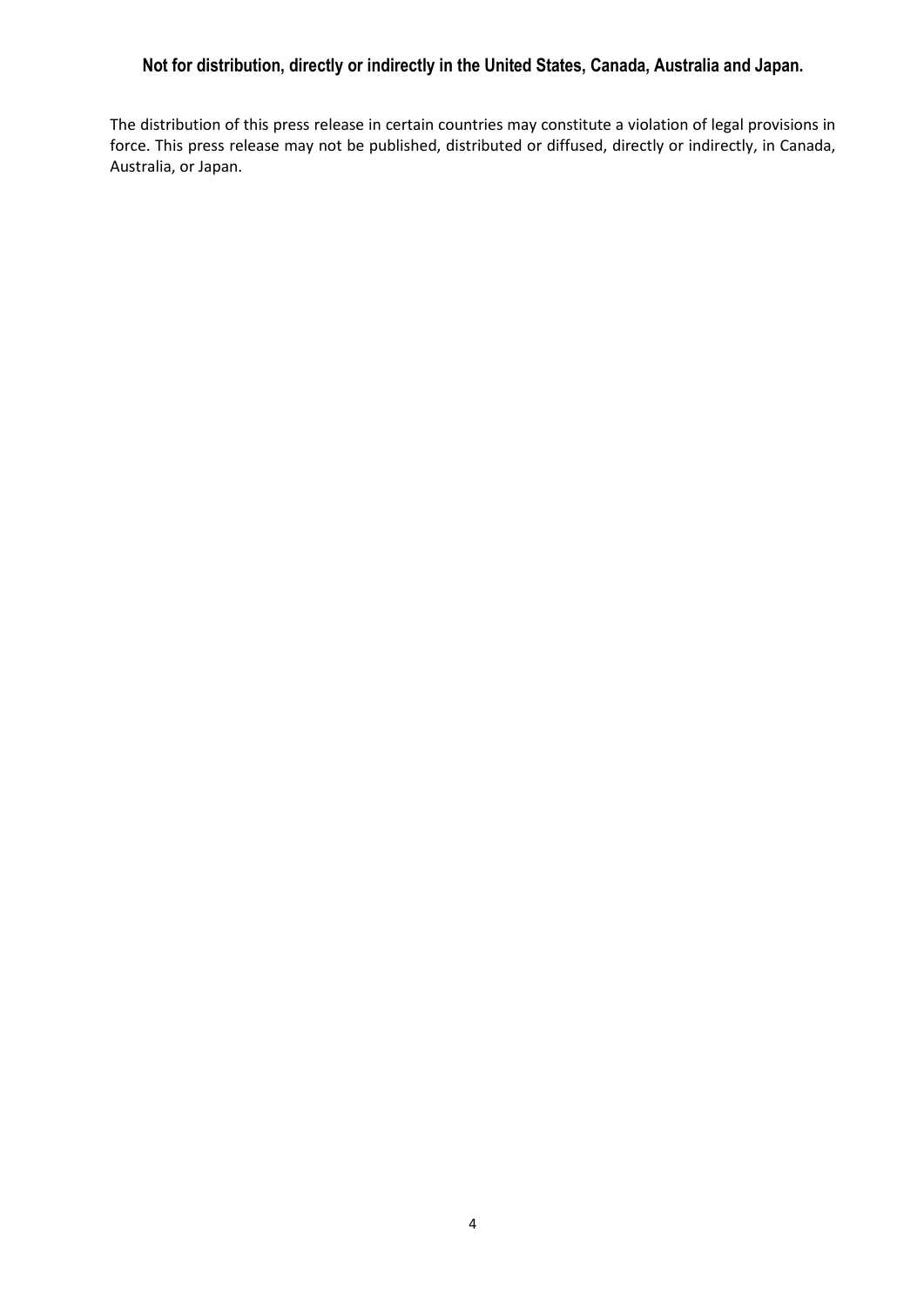**Not for distribution, directly or indirectly in the United States, Canada, Australia and Japan.**

The distribution of this press release in certain countries may constitute a violation of legal provisions in force. This press release may not be published, distributed or diffused, directly or indirectly, in Canada, Australia, or Japan.